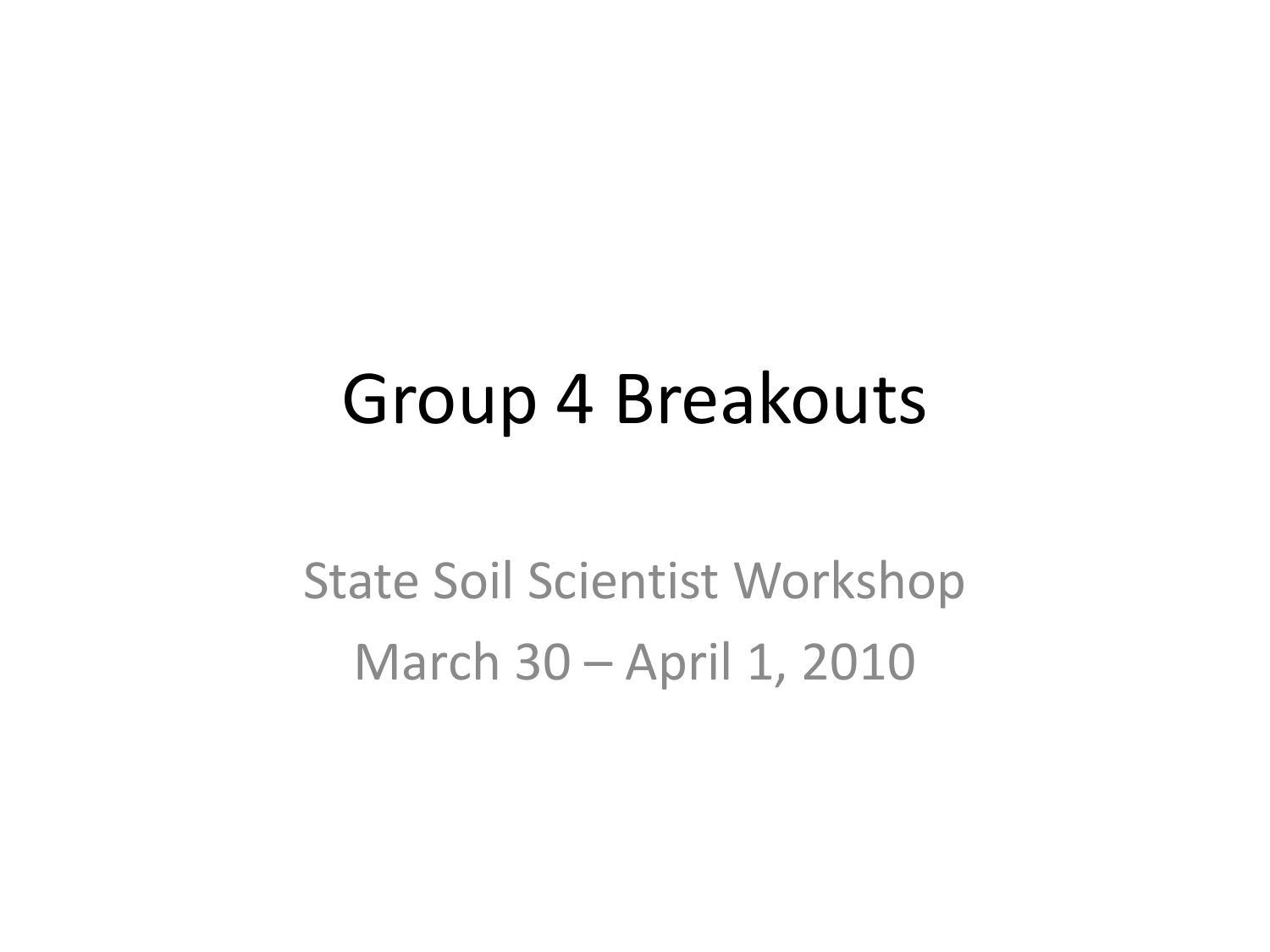# Group 4 Breakouts

State Soil Scientist Workshop

March 30 – April 1, 2010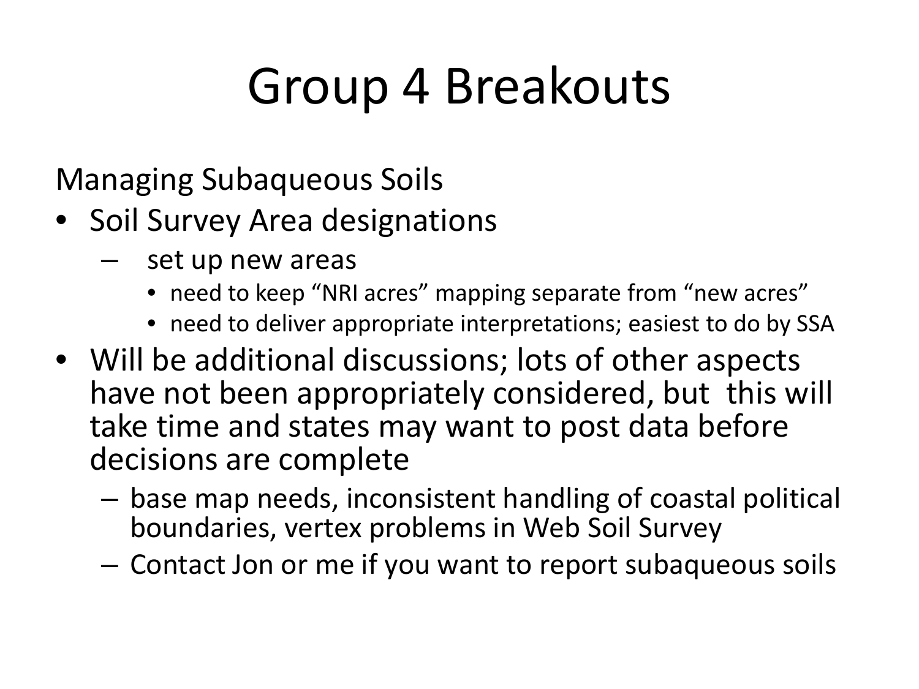# Group 4 Breakouts

Managing Subaqueous Soils

- Soil Survey Area designations
  - set up new areas
    - need to keep "NRI acres" mapping separate from "new acres"
    - need to deliver appropriate interpretations; easiest to do by SSA
- Will be additional discussions; lots of other aspects have not been appropriately considered, but this will take time and states may want to post data before decisions are complete
  - base map needs, inconsistent handling of coastal political boundaries, vertex problems in Web Soil Survey
  - Contact Jon or me if you want to report subaqueous soils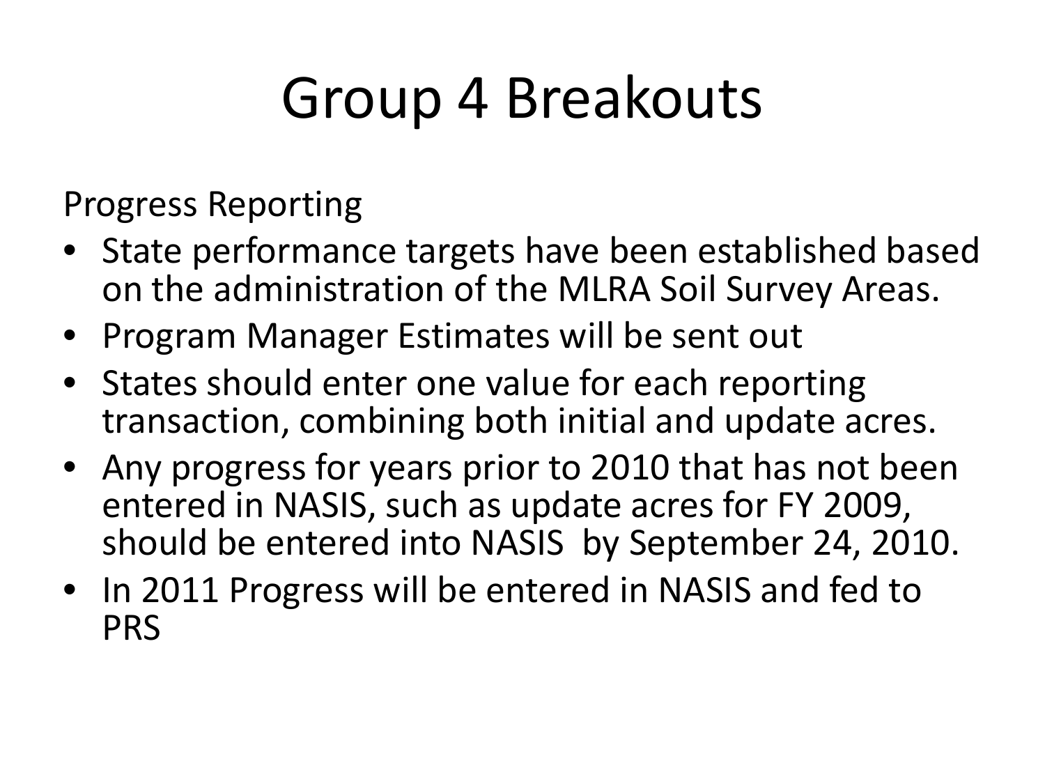# Group 4 Breakouts

Progress Reporting

- State performance targets have been established based on the administration of the MLRA Soil Survey Areas.
- Program Manager Estimates will be sent out
- States should enter one value for each reporting transaction, combining both initial and update acres.
- Any progress for years prior to 2010 that has not been entered in NASIS, such as update acres for FY 2009, should be entered into NASIS by September 24, 2010.
- In 2011 Progress will be entered in NASIS and fed to PRS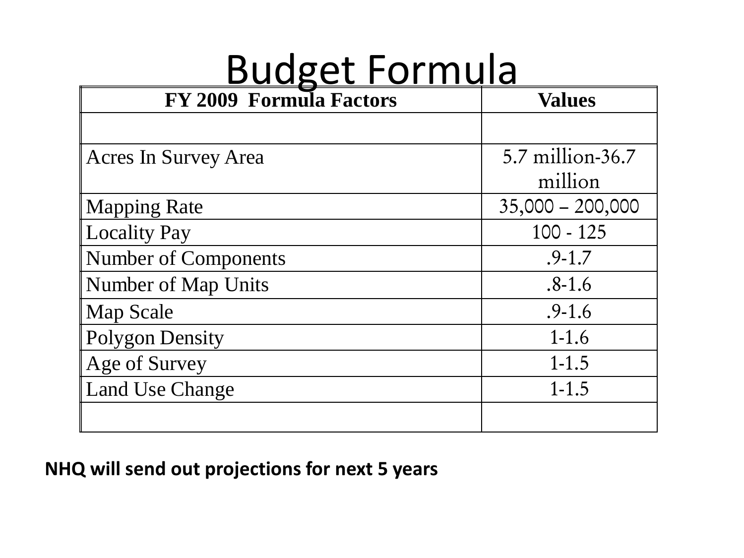# Budget Formula

| FY 2009 Formula Factors | Values |
|---|---|
| | |
| Acres In Survey Area | 5.7 million-36.7 million |
| Mapping Rate | 35,000 – 200,000 |
| Locality Pay | 100 - 125 |
| Number of Components | .9-1.7 |
| Number of Map Units | .8-1.6 |
| Map Scale | .9-1.6 |
| Polygon Density | 1-1.6 |
| Age of Survey | 1-1.5 |
| Land Use Change | 1-1.5 |
| | |

**NHQ will send out projections for next 5 years**